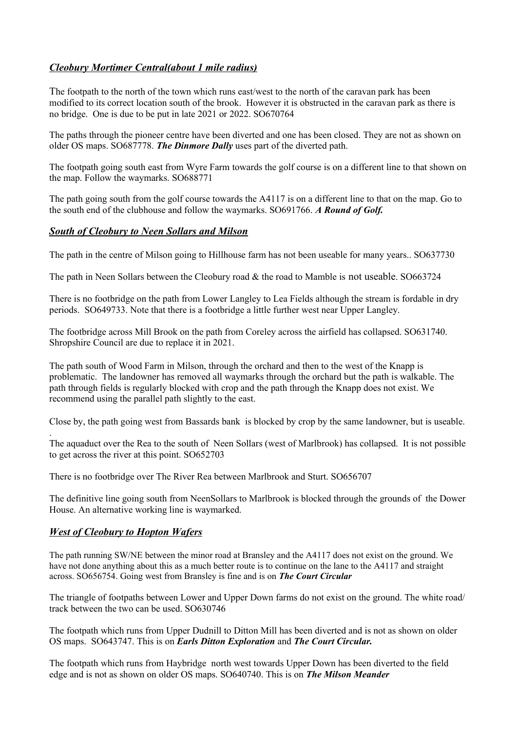## *Cleobury Mortimer Central(about 1 mile radius)*

The footpath to the north of the town which runs east/west to the north of the caravan park has been modified to its correct location south of the brook. However it is obstructed in the caravan park as there is no bridge. One is due to be put in late 2021 or 2022. SO670764

The paths through the pioneer centre have been diverted and one has been closed. They are not as shown on older OS maps. SO687778. ***The Dinmore Dally*** uses part of the diverted path.

The footpath going south east from Wyre Farm towards the golf course is on a different line to that shown on the map. Follow the waymarks. SO688771

The path going south from the golf course towards the A4117 is on a different line to that on the map. Go to the south end of the clubhouse and follow the waymarks. SO691766. ***A Round of Golf.***

## *South of Cleobury to Neen Sollars and Milson*

The path in the centre of Milson going to Hillhouse farm has not been useable for many years.. SO637730

The path in Neen Sollars between the Cleobury road & the road to Mamble is not useable. SO663724

There is no footbridge on the path from Lower Langley to Lea Fields although the stream is fordable in dry periods. SO649733. Note that there is a footbridge a little further west near Upper Langley.

The footbridge across Mill Brook on the path from Coreley across the airfield has collapsed. SO631740. Shropshire Council are due to replace it in 2021.

The path south of Wood Farm in Milson, through the orchard and then to the west of the Knapp is problematic. The landowner has removed all waymarks through the orchard but the path is walkable. The path through fields is regularly blocked with crop and the path through the Knapp does not exist. We recommend using the parallel path slightly to the east.

Close by, the path going west from Bassards bank is blocked by crop by the same landowner, but is useable.

.

The aquaduct over the Rea to the south of Neen Sollars (west of Marlbrook) has collapsed. It is not possible to get across the river at this point. SO652703

There is no footbridge over The River Rea between Marlbrook and Sturt. SO656707

The definitive line going south from NeenSollars to Marlbrook is blocked through the grounds of the Dower House. An alternative working line is waymarked.

## *West of Cleobury to Hopton Wafers*

The path running SW/NE between the minor road at Bransley and the A4117 does not exist on the ground. We have not done anything about this as a much better route is to continue on the lane to the A4117 and straight across. SO656754. Going west from Bransley is fine and is on ***The Court Circular***

The triangle of footpaths between Lower and Upper Down farms do not exist on the ground. The white road/ track between the two can be used. SO630746

The footpath which runs from Upper Dudnill to Ditton Mill has been diverted and is not as shown on older OS maps. SO643747. This is on ***Earls Ditton Exploration*** and ***The Court Circular.***

The footpath which runs from Haybridge north west towards Upper Down has been diverted to the field edge and is not as shown on older OS maps. SO640740. This is on ***The Milson Meander***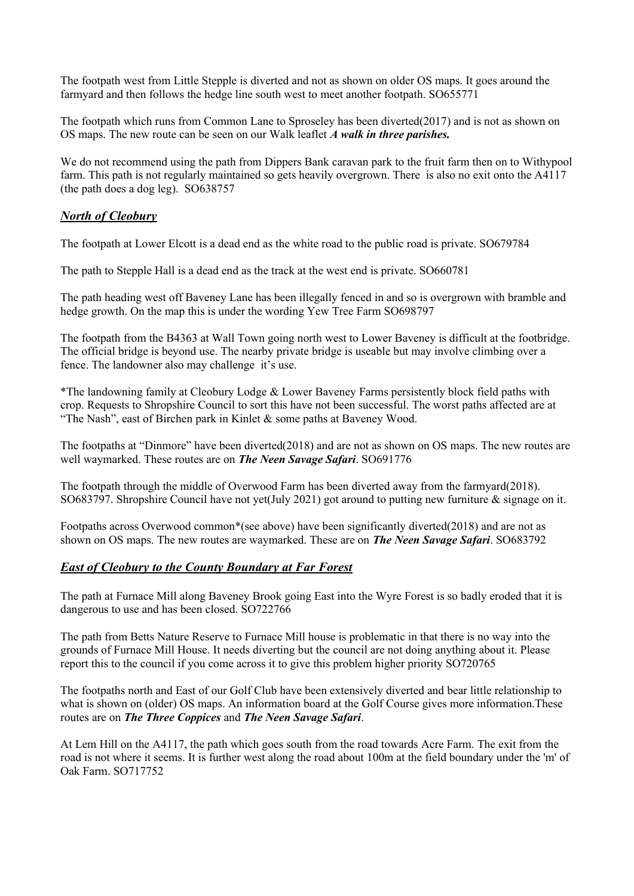The footpath west from Little Stepple is diverted and not as shown on older OS maps. It goes around the farmyard and then follows the hedge line south west to meet another footpath. SO655771

The footpath which runs from Common Lane to Sproseley has been diverted(2017) and is not as shown on OS maps. The new route can be seen on our Walk leaflet ***A walk in three parishes.***

We do not recommend using the path from Dippers Bank caravan park to the fruit farm then on to Withypool farm. This path is not regularly maintained so gets heavily overgrown. There is also no exit onto the A4117 (the path does a dog leg). SO638757

## ***North of Cleobury***

The footpath at Lower Elcott is a dead end as the white road to the public road is private. SO679784

The path to Stepple Hall is a dead end as the track at the west end is private. SO660781

The path heading west off Baveney Lane has been illegally fenced in and so is overgrown with bramble and hedge growth. On the map this is under the wording Yew Tree Farm SO698797

The footpath from the B4363 at Wall Town going north west to Lower Baveney is difficult at the footbridge. The official bridge is beyond use. The nearby private bridge is useable but may involve climbing over a fence. The landowner also may challenge it's use.

*The landowning family at Cleobury Lodge & Lower Baveney Farms persistently block field paths with crop. Requests to Shropshire Council to sort this have not been successful. The worst paths affected are at "The Nash", east of Birchen park in Kinlet & some paths at Baveney Wood.

The footpaths at "Dinmore" have been diverted(2018) and are not as shown on OS maps. The new routes are well waymarked. These routes are on ***The Neen Savage Safari***. SO691776

The footpath through the middle of Overwood Farm has been diverted away from the farmyard(2018). SO683797. Shropshire Council have not yet(July 2021) got around to putting new furniture & signage on it.

Footpaths across Overwood common*(see above) have been significantly diverted(2018) and are not as shown on OS maps. The new routes are waymarked. These are on ***The Neen Savage Safari***. SO683792

## ***East of Cleobury to the County Boundary at Far Forest***

The path at Furnace Mill along Baveney Brook going East into the Wyre Forest is so badly eroded that it is dangerous to use and has been closed. SO722766

The path from Betts Nature Reserve to Furnace Mill house is problematic in that there is no way into the grounds of Furnace Mill House. It needs diverting but the council are not doing anything about it. Please report this to the council if you come across it to give this problem higher priority SO720765

The footpaths north and East of our Golf Club have been extensively diverted and bear little relationship to what is shown on (older) OS maps. An information board at the Golf Course gives more information.These routes are on ***The Three Coppices*** and ***The Neen Savage Safari***.

At Lem Hill on the A4117, the path which goes south from the road towards Acre Farm. The exit from the road is not where it seems. It is further west along the road about 100m at the field boundary under the 'm' of Oak Farm. SO717752